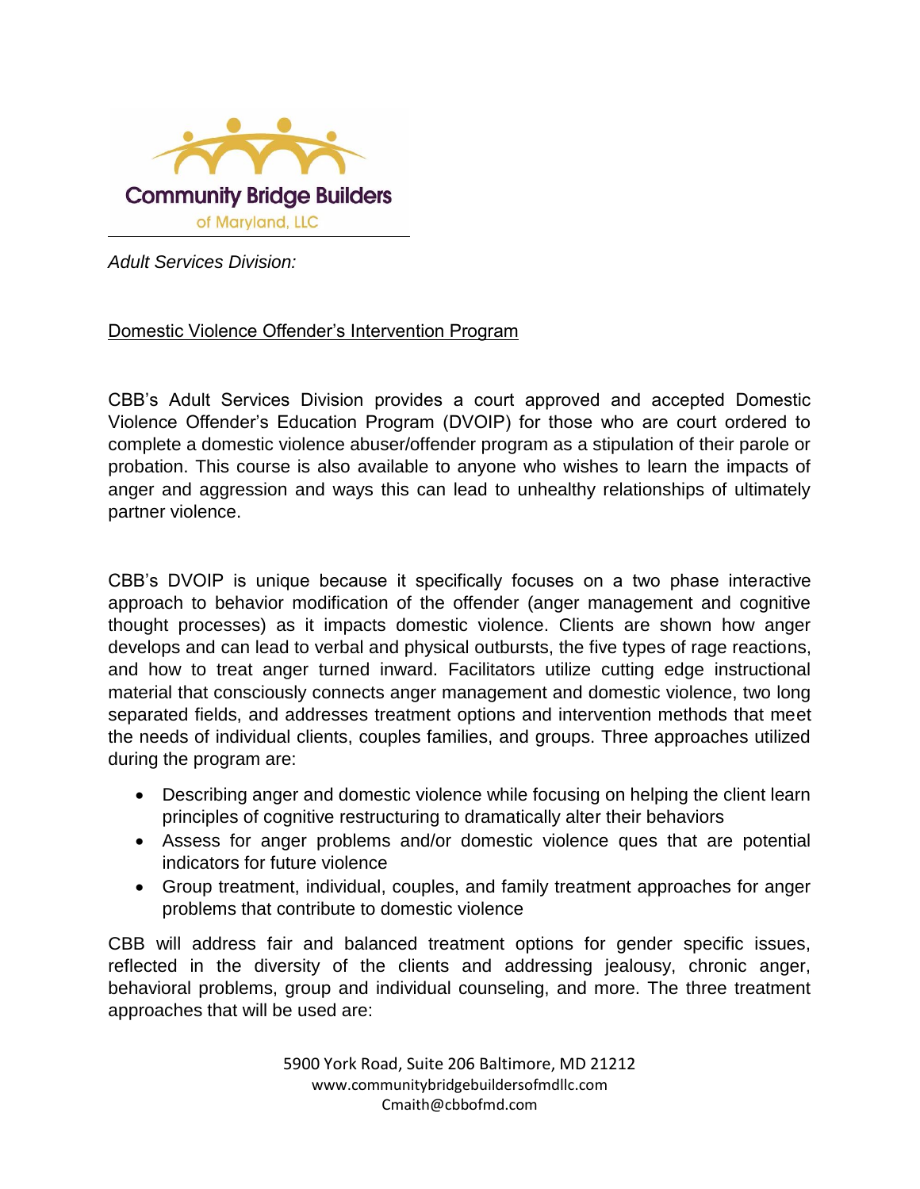Community Bridge Builders of Maryland, LLC

*Adult Services Division:*

Domestic Violence Offender's Intervention Program

CBB's Adult Services Division provides a court approved and accepted Domestic Violence Offender's Education Program (DVOIP) for those who are court ordered to complete a domestic violence abuser/offender program as a stipulation of their parole or probation. This course is also available to anyone who wishes to learn the impacts of anger and aggression and ways this can lead to unhealthy relationships of ultimately partner violence.

CBB's DVOIP is unique because it specifically focuses on a two phase interactive approach to behavior modification of the offender (anger management and cognitive thought processes) as it impacts domestic violence. Clients are shown how anger develops and can lead to verbal and physical outbursts, the five types of rage reactions, and how to treat anger turned inward. Facilitators utilize cutting edge instructional material that consciously connects anger management and domestic violence, two long separated fields, and addresses treatment options and intervention methods that meet the needs of individual clients, couples families, and groups. Three approaches utilized during the program are:

- Describing anger and domestic violence while focusing on helping the client learn principles of cognitive restructuring to dramatically alter their behaviors
- Assess for anger problems and/or domestic violence ques that are potential indicators for future violence
- Group treatment, individual, couples, and family treatment approaches for anger problems that contribute to domestic violence

CBB will address fair and balanced treatment options for gender specific issues, reflected in the diversity of the clients and addressing jealousy, chronic anger, behavioral problems, group and individual counseling, and more. The three treatment approaches that will be used are:

5900 York Road, Suite 206 Baltimore, MD 21212
www.communitybridgebuildersofmdllc.com
Cmaith@cbbofmd.com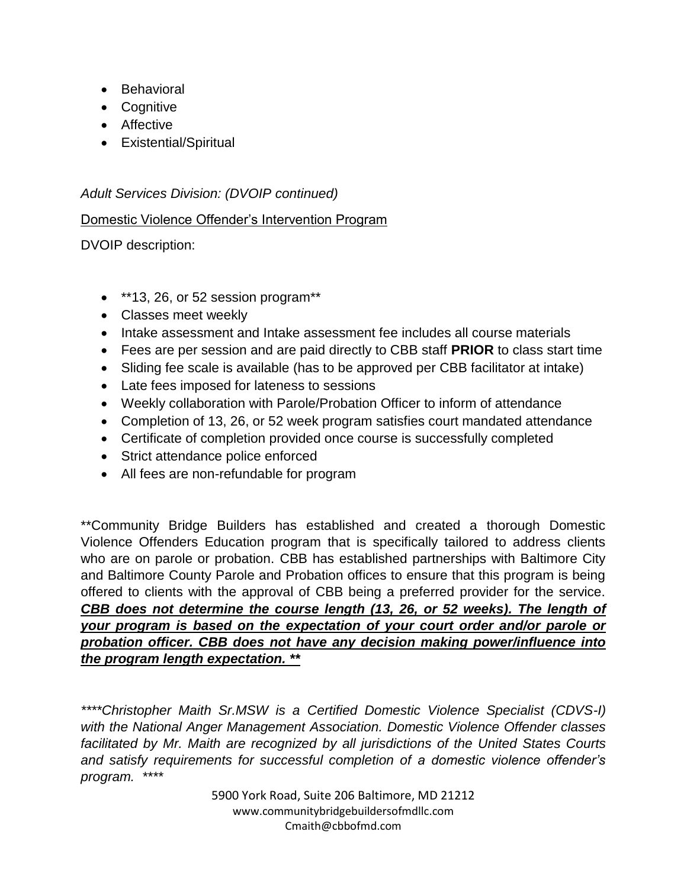- Behavioral
- Cognitive
- Affective
- Existential/Spiritual

*Adult Services Division: (DVOIP continued)*

<u>Domestic Violence Offender's Intervention Program</u>

DVOIP description:

- **13, 26, or 52 session program**
- Classes meet weekly
- Intake assessment and Intake assessment fee includes all course materials
- Fees are per session and are paid directly to CBB staff **PRIOR** to class start time
- Sliding fee scale is available (has to be approved per CBB facilitator at intake)
- Late fees imposed for lateness to sessions
- Weekly collaboration with Parole/Probation Officer to inform of attendance
- Completion of 13, 26, or 52 week program satisfies court mandated attendance
- Certificate of completion provided once course is successfully completed
- Strict attendance police enforced
- All fees are non-refundable for program

**Community Bridge Builders has established and created a thorough Domestic Violence Offenders Education program that is specifically tailored to address clients who are on parole or probation. CBB has established partnerships with Baltimore City and Baltimore County Parole and Probation offices to ensure that this program is being offered to clients with the approval of CBB being a preferred provider for the service. <u>***CBB does not determine the course length (13, 26, or 52 weeks). The length of your program is based on the expectation of your court order and/or parole or probation officer. CBB does not have any decision making power/influence into the program length expectation. \*\****</u>

*\*\*\*\*Christopher Maith Sr.MSW is a Certified Domestic Violence Specialist (CDVS-I) with the National Anger Management Association. Domestic Violence Offender classes facilitated by Mr. Maith are recognized by all jurisdictions of the United States Courts and satisfy requirements for successful completion of a domestic violence offender's program. \*\*\*\**

5900 York Road, Suite 206 Baltimore, MD 21212
www.communitybridgebuildersofmdllc.com
Cmaith@cbbofmd.com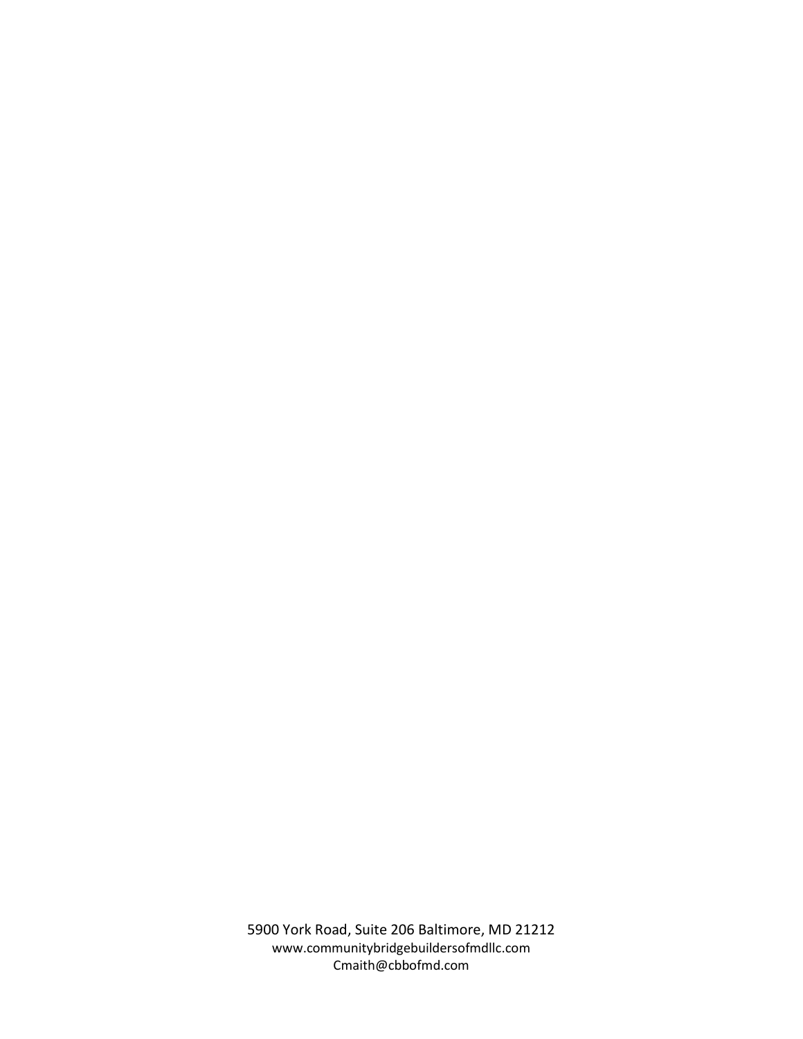5900 York Road, Suite 206 Baltimore, MD 21212

www.communitybridgebuildersofmdllc.com

Cmaith@cbbofmd.com